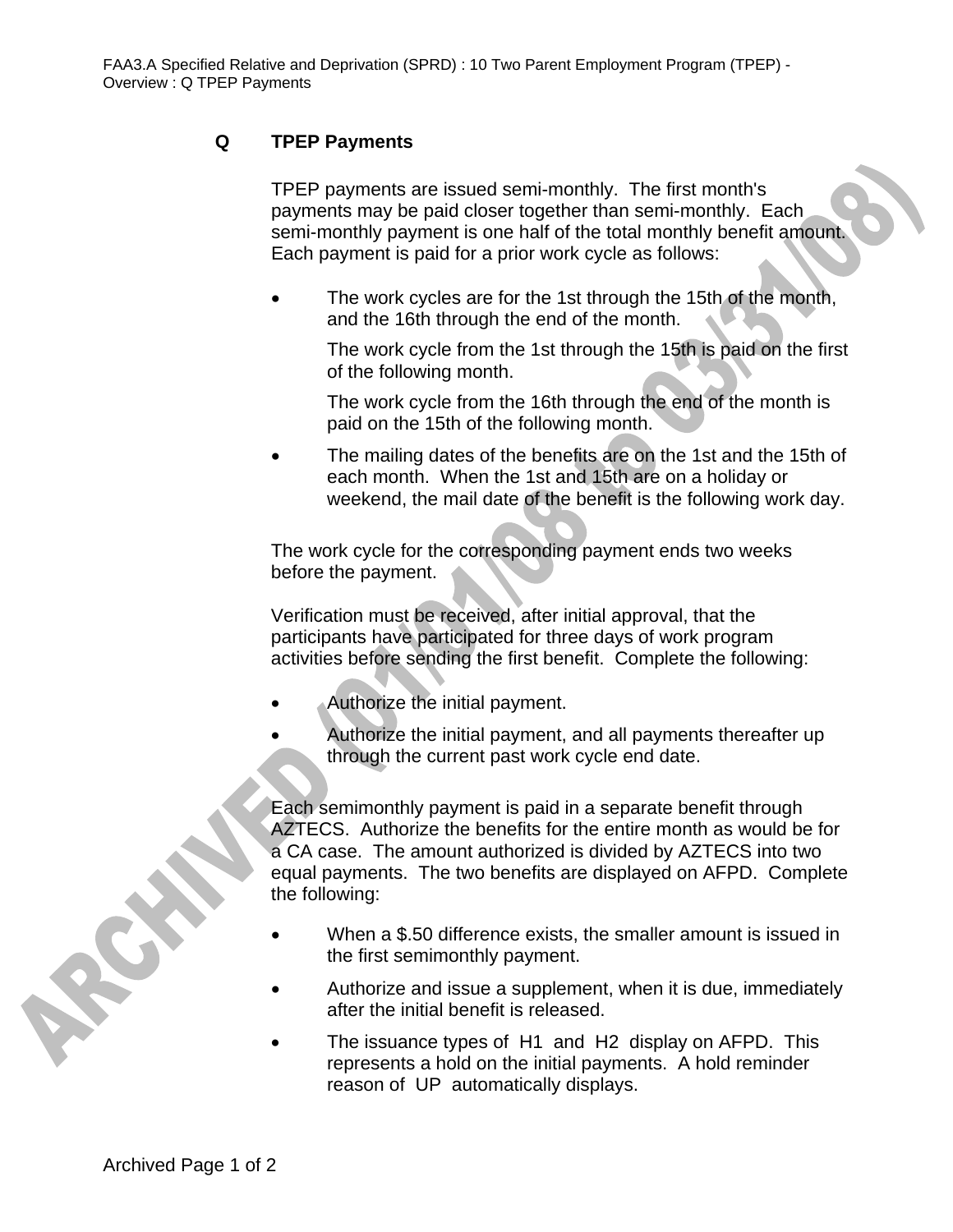## Q TPEP Payments

TPEP payments are issued semi-monthly. The first month's payments may be paid closer together than semi-monthly. Each semi-monthly payment is one half of the total monthly benefit amount. Each payment is paid for a prior work cycle as follows:

- The work cycles are for the 1st through the 15th of the month, and the 16th through the end of the month.

  The work cycle from the 1st through the 15th is paid on the first of the following month.

  The work cycle from the 16th through the end of the month is paid on the 15th of the following month.

- The mailing dates of the benefits are on the 1st and the 15th of each month. When the 1st and 15th are on a holiday or weekend, the mail date of the benefit is the following work day.

The work cycle for the corresponding payment ends two weeks before the payment.

Verification must be received, after initial approval, that the participants have participated for three days of work program activities before sending the first benefit. Complete the following:

- Authorize the initial payment.
- Authorize the initial payment, and all payments thereafter up through the current past work cycle end date.

Each semimonthly payment is paid in a separate benefit through AZTECS. Authorize the benefits for the entire month as would be for a CA case. The amount authorized is divided by AZTECS into two equal payments. The two benefits are displayed on AFPD. Complete the following:

- When a $.50 difference exists, the smaller amount is issued in the first semimonthly payment.
- Authorize and issue a supplement, when it is due, immediately after the initial benefit is released.
- The issuance types of H1 and H2 display on AFPD. This represents a hold on the initial payments. A hold reminder reason of UP automatically displays.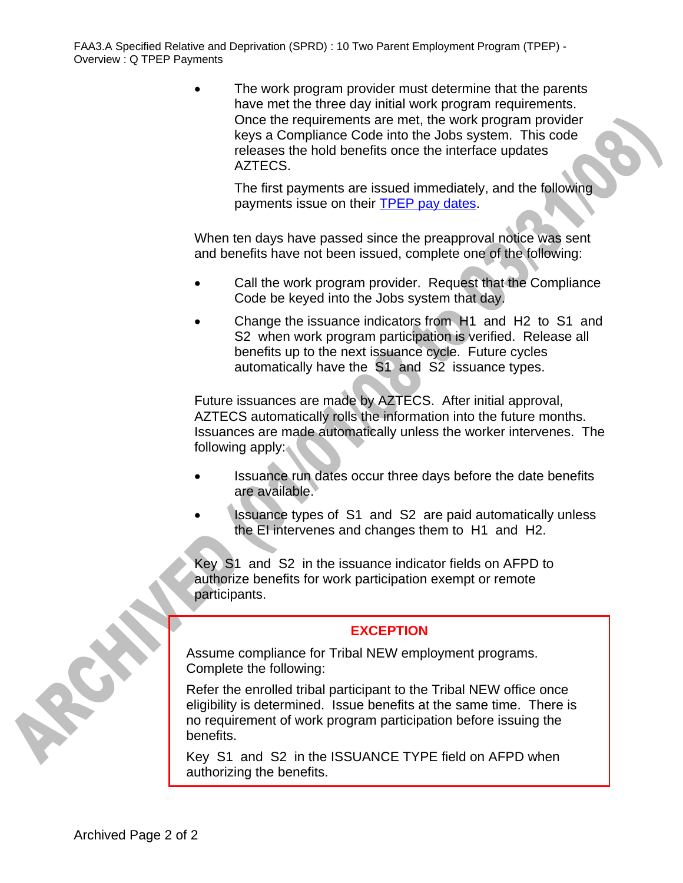- The work program provider must determine that the parents have met the three day initial work program requirements. Once the requirements are met, the work program provider keys a Compliance Code into the Jobs system. This code releases the hold benefits once the interface updates AZTECS.

  The first payments are issued immediately, and the following payments issue on their [TPEP pay dates](#).

When ten days have passed since the preapproval notice was sent and benefits have not been issued, complete one of the following:

- Call the work program provider. Request that the Compliance Code be keyed into the Jobs system that day.
- Change the issuance indicators from H1 and H2 to S1 and S2 when work program participation is verified. Release all benefits up to the next issuance cycle. Future cycles automatically have the S1 and S2 issuance types.

Future issuances are made by AZTECS. After initial approval, AZTECS automatically rolls the information into the future months. Issuances are made automatically unless the worker intervenes. The following apply:

- Issuance run dates occur three days before the date benefits are available.
- Issuance types of S1 and S2 are paid automatically unless the EI intervenes and changes them to H1 and H2.

Key S1 and S2 in the issuance indicator fields on AFPD to authorize benefits for work participation exempt or remote participants.

**EXCEPTION**

Assume compliance for Tribal NEW employment programs. Complete the following:

Refer the enrolled tribal participant to the Tribal NEW office once eligibility is determined. Issue benefits at the same time. There is no requirement of work program participation before issuing the benefits.

Key S1 and S2 in the ISSUANCE TYPE field on AFPD when authorizing the benefits.